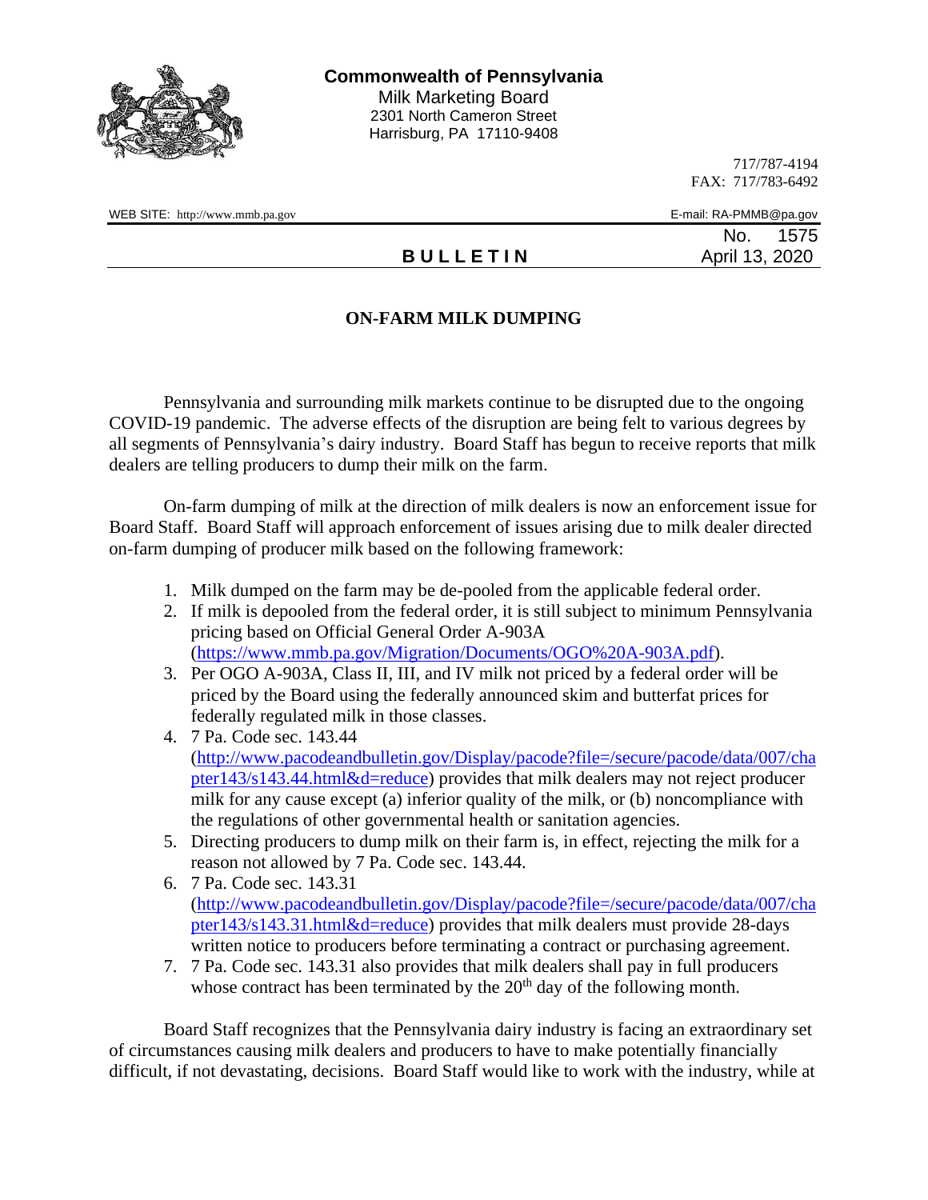**Commonwealth of Pennsylvania**
Milk Marketing Board
2301 North Cameron Street
Harrisburg, PA 17110-9408

717/787-4194
FAX: 717/783-6492

WEB SITE: http://www.mmb.pa.gov
E-mail: RA-PMMB@pa.gov

**BULLETIN**

No. 1575
April 13, 2020

## ON-FARM MILK DUMPING

Pennsylvania and surrounding milk markets continue to be disrupted due to the ongoing COVID-19 pandemic. The adverse effects of the disruption are being felt to various degrees by all segments of Pennsylvania's dairy industry. Board Staff has begun to receive reports that milk dealers are telling producers to dump their milk on the farm.

On-farm dumping of milk at the direction of milk dealers is now an enforcement issue for Board Staff. Board Staff will approach enforcement of issues arising due to milk dealer directed on-farm dumping of producer milk based on the following framework:

1. Milk dumped on the farm may be de-pooled from the applicable federal order.
2. If milk is depooled from the federal order, it is still subject to minimum Pennsylvania pricing based on Official General Order A-903A (https://www.mmb.pa.gov/Migration/Documents/OGO%20A-903A.pdf).
3. Per OGO A-903A, Class II, III, and IV milk not priced by a federal order will be priced by the Board using the federally announced skim and butterfat prices for federally regulated milk in those classes.
4. 7 Pa. Code sec. 143.44 (http://www.pacodeandbulletin.gov/Display/pacode?file=/secure/pacode/data/007/chapter143/s143.44.html&d=reduce) provides that milk dealers may not reject producer milk for any cause except (a) inferior quality of the milk, or (b) noncompliance with the regulations of other governmental health or sanitation agencies.
5. Directing producers to dump milk on their farm is, in effect, rejecting the milk for a reason not allowed by 7 Pa. Code sec. 143.44.
6. 7 Pa. Code sec. 143.31 (http://www.pacodeandbulletin.gov/Display/pacode?file=/secure/pacode/data/007/chapter143/s143.31.html&d=reduce) provides that milk dealers must provide 28-days written notice to producers before terminating a contract or purchasing agreement.
7. 7 Pa. Code sec. 143.31 also provides that milk dealers shall pay in full producers whose contract has been terminated by the 20th day of the following month.

Board Staff recognizes that the Pennsylvania dairy industry is facing an extraordinary set of circumstances causing milk dealers and producers to have to make potentially financially difficult, if not devastating, decisions. Board Staff would like to work with the industry, while at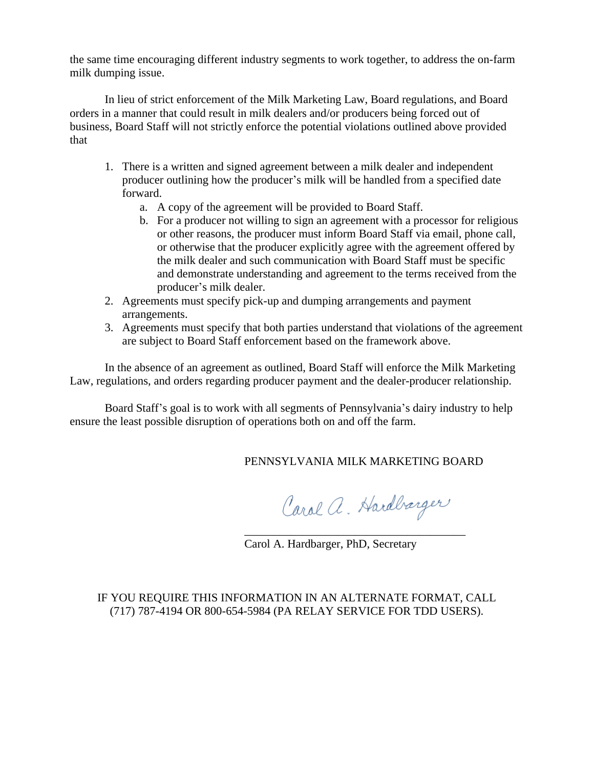the same time encouraging different industry segments to work together, to address the on-farm milk dumping issue.

In lieu of strict enforcement of the Milk Marketing Law, Board regulations, and Board orders in a manner that could result in milk dealers and/or producers being forced out of business, Board Staff will not strictly enforce the potential violations outlined above provided that

1. There is a written and signed agreement between a milk dealer and independent producer outlining how the producer's milk will be handled from a specified date forward.
    a. A copy of the agreement will be provided to Board Staff.
    b. For a producer not willing to sign an agreement with a processor for religious or other reasons, the producer must inform Board Staff via email, phone call, or otherwise that the producer explicitly agree with the agreement offered by the milk dealer and such communication with Board Staff must be specific and demonstrate understanding and agreement to the terms received from the producer's milk dealer.
2. Agreements must specify pick-up and dumping arrangements and payment arrangements.
3. Agreements must specify that both parties understand that violations of the agreement are subject to Board Staff enforcement based on the framework above.

In the absence of an agreement as outlined, Board Staff will enforce the Milk Marketing Law, regulations, and orders regarding producer payment and the dealer-producer relationship.

Board Staff's goal is to work with all segments of Pennsylvania's dairy industry to help ensure the least possible disruption of operations both on and off the farm.

PENNSYLVANIA MILK MARKETING BOARD

Carol A. Hardbarger

\_\_\_\_\_\_\_\_\_\_\_\_\_\_\_\_\_\_\_\_\_\_\_\_\_\_\_\_\_\_\_\_\_\_\_\_

Carol A. Hardbarger, PhD, Secretary

IF YOU REQUIRE THIS INFORMATION IN AN ALTERNATE FORMAT, CALL (717) 787-4194 OR 800-654-5984 (PA RELAY SERVICE FOR TDD USERS).